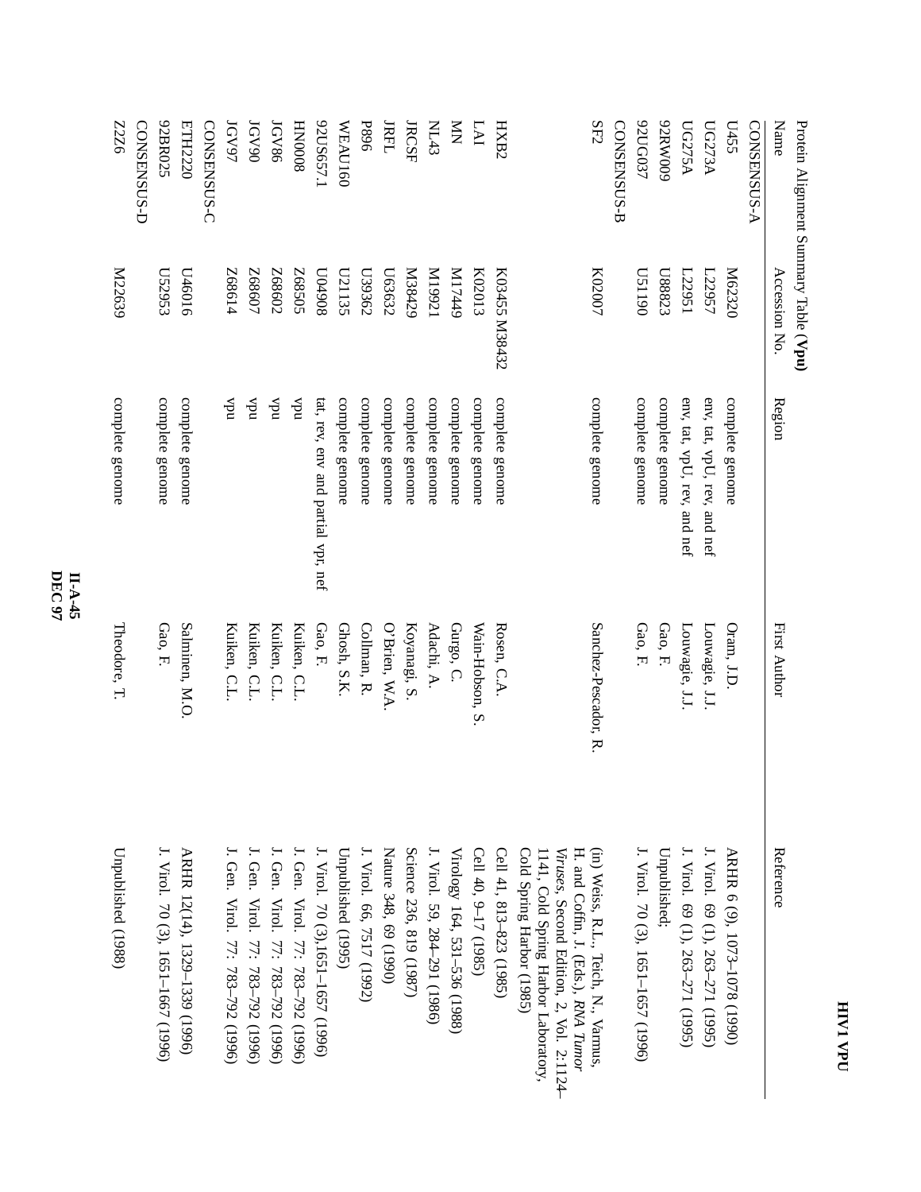## Protein Alignment Summary Table (**Vpu**)

| Name | Accession No. | Region | First Author | Reference |
|---|---|---|---|---|
| CONSENSUS-A | | | | |
| U455 | M62320 | complete genome | Oram, J.D. | ARHR 6 (9), 1073–1078 (1990) |
| UG273A | L22957 | env, tat, vpU, rev, and nef | Louwagie, J.J. | J. Virol. 69 (1), 263–271 (1995) |
| UG275A | L22951 | env, tat, vpU, rev, and nef | Louwagie, J.J. | J. Virol. 69 (1), 263–271 (1995) |
| 92RW009 | U88823 | complete genome | Gao, F. | Unpublished; |
| 92UG037 | U51190 | complete genome | Gao, F. | J. Virol. 70 (3), 1651–1657 (1996) |
| CONSENSUS-B | | | | |
| SF2 | K02007 | complete genome | Sanchez-Pescador, R. | (in) Weiss, R.L., Teich, N., Varmus, H. and Coffin, J. (Eds.), *RNA Tumor Viruses*, Second Edition, 2, Vol. 2:1124–1141, Cold Spring Harbor Laboratory, Cold Spring Harbor (1985) |
| HXB2 | K03455 M38432 | complete genome | Rosen, C.A. | Cell 41, 813–823 (1985) |
| LAI | K02013 | complete genome | Wain-Hobson, S. | Cell 40, 9–17 (1985) |
| MN | M17449 | complete genome | Gurgo, C. | Virology 164, 531–536 (1988) |
| NL43 | M19921 | complete genome | Adachi, A. | J. Virol. 59, 284–291 (1986) |
| JRCSF | M38429 | complete genome | Koyanagi, S. | Science 236, 819 (1987) |
| JRFL | U63632 | complete genome | O'Brien, W.A. | Nature 348, 69 (1990) |
| P896 | U39362 | complete genome | Collman, R. | J. Virol. 66, 7517 (1992) |
| WEAU160 | U21135 | complete genome | Ghosh, S.K. | Unpublished (1995) |
| 92US657.1 | U04908 | tat, rev, env and partial vpr, nef | Gao, F. | J. Virol. 70 (3),1651–1657 (1996) |
| HN0008 | Z68505 | vpu | Kuiken, C.L. | J. Gen. Virol. 77: 783–792 (1996) |
| JGV86 | Z68602 | vpu | Kuiken, C.L. | J. Gen. Virol. 77: 783–792 (1996) |
| JGV90 | Z68607 | vpu | Kuiken, C.L. | J. Gen. Virol. 77: 783–792 (1996) |
| JGV97 | Z68614 | vpu | Kuiken, C.L. | J. Gen. Virol. 77: 783–792 (1996) |
| CONSENSUS-C | | | | |
| ETH2220 | U46016 | complete genome | Salminen, M.O. | ARHR 12(14), 1329–1339 (1996) |
| 92BR025 | U52953 | complete genome | Gao, F. | J. Virol. 70 (3), 1651–1667 (1996) |
| CONSENSUS-D | | | | |
| Z2Z6 | M22639 | complete genome | Theodore, T. | Unpublished (1988) |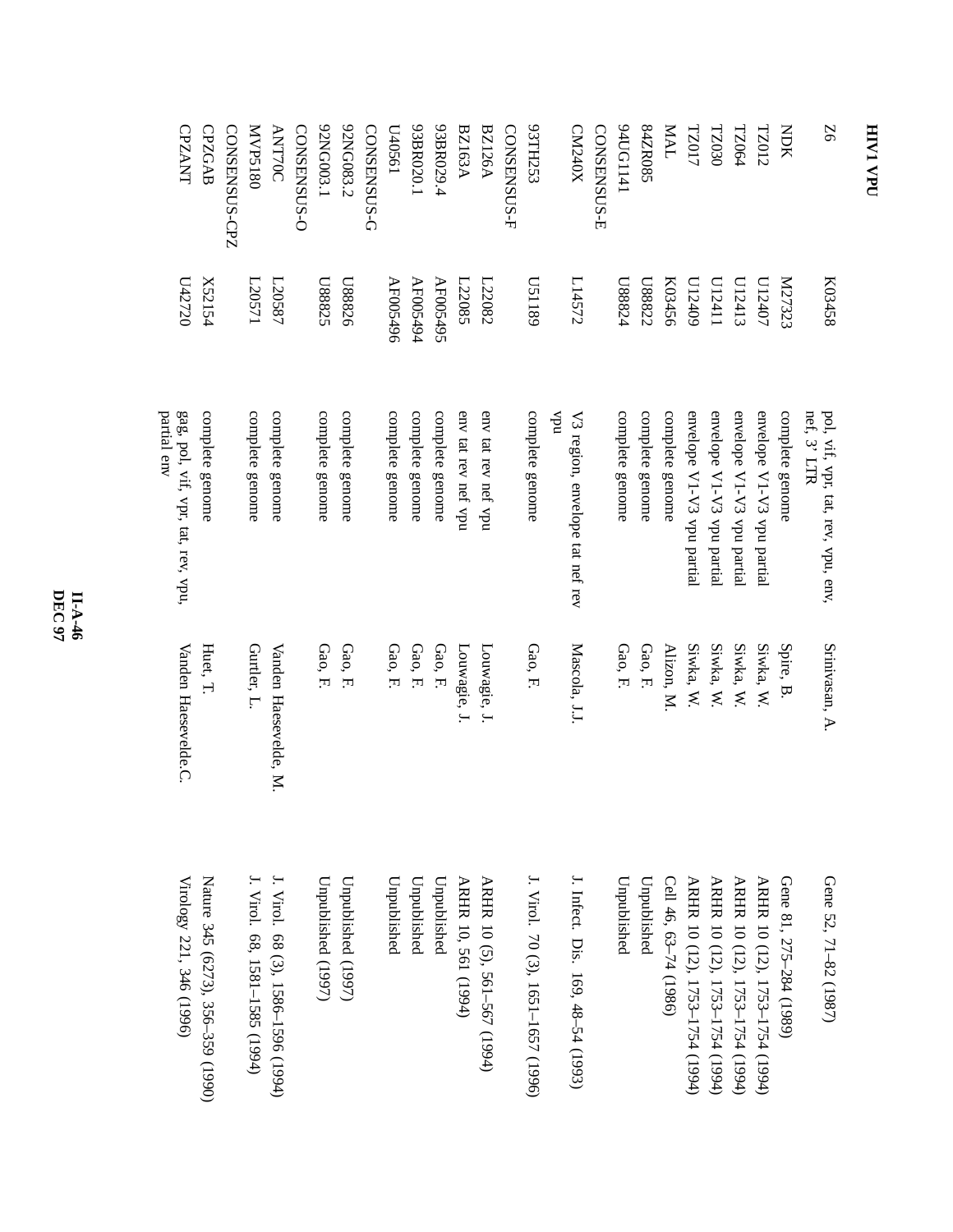## HIV1 VPU

| | | | | |
|---|---|---|---|---|
| Z6 | K03458 | pol, vif, vpr, tat, rev, vpu, env, nef, 3' LTR | Srinivasan, A. | Gene 52, 71–82 (1987) |
| NDK | M27323 | complete genome | Spire, B. | Gene 81, 275–284 (1989) |
| TZ012 | U12407 | envelope V1-V3 vpu partial | Siwka, W. | ARHR 10 (12), 1753–1754 (1994) |
| TZ064 | U12413 | envelope V1-V3 vpu partial | Siwka, W. | ARHR 10 (12), 1753–1754 (1994) |
| TZ030 | U12411 | envelope V1-V3 vpu partial | Siwka, W. | ARHR 10 (12), 1753–1754 (1994) |
| TZ017 | U12409 | envelope V1-V3 vpu partial | Siwka, W. | ARHR 10 (12), 1753–1754 (1994) |
| MAL | K03456 | complete genome | Alizon, M. | Cell 46, 63–74 (1986) |
| 84ZR085 | U88822 | complete genome | Gao, F. | Unpublished |
| 94UG1141 | U88824 | complete genome | Gao, F. | Unpublished |
| CONSENSUS-E | | | | |
| CM240X | L14572 | V3 region, envelope tat nef rev vpu | Mascola, J.J. | J. Infect. Dis. 169, 48–54 (1993) |
| CONSENSUS-F | | | | |
| 93TH253 | U51189 | complete genome | Gao, F. | J. Virol. 70 (3), 1651–1657 (1996) |
| CONSENSUS-F | | | | |
| BZ126A | L22082 | env tat rev nef vpu | Louwagie, J. | ARHR 10 (5), 561–567 (1994) |
| BZ163A | L22085 | env tat rev nef vpu | Louwagie, J. | ARHR 10, 561 (1994) |
| 93BR029.4 | AF005495 | complete genome | Gao, F. | Unpublished |
| 93BR020.1 | AF005494 | complete genome | Gao, F. | Unpublished |
| U40561 | AF005496 | complete genome | Gao, F. | Unpublished |
| CONSENSUS-G | | | | |
| 92NG083.2 | U88826 | complete genome | Gao, F. | Unpublished (1997) |
| 92NG003.1 | U88825 | complete genome | Gao, F. | Unpublished (1997) |
| CONSENSUS-O | | | | |
| ANT70C | L20587 | complete genome | Vanden Haesevelde, M. | J. Virol. 68 (3), 1586–1596 (1994) |
| MVP5180 | L20571 | complete genome | Gurtler, L. | J. Virol. 68, 1581–1585 (1994) |
| CONSENSUS-CPZ | | | | |
| CPZGAB | X52154 | complete genome | Huet, T. | Nature 345 (6273), 356–359 (1990) |
| CPZANT | U42720 | gag, pol, vif, vpr, tat, rev, vpu, partial env | Vanden Haesevelde.C. | Virology 221, 346 (1996) |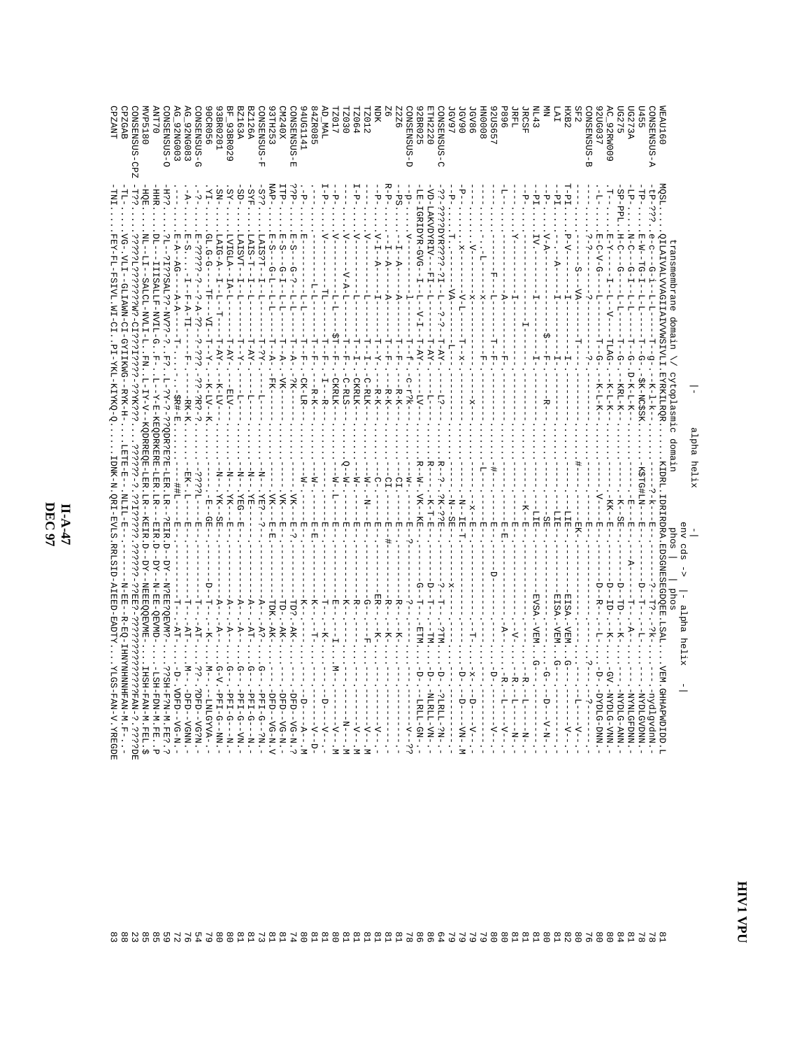# HIV1 VPU

```
                                                  |-            alpha helix           -|
                  transmembrane domain \/ cytoplasmic domain                  env cds ->  |- alpha helix  -|
                                                                             phos |      | phos
WEAU160        MQSL...QILAIVALVVAGIIAIVVWSIVLI.EYRKILRQR...KIDRL.IDRIRDRA.EDSGNESEGDQEE.LSAL..VEM.GHHAPWDIDD.L    81
CONSENSUS-A    -tP-???..e-c--G-i-L-L-----T-g-..K-l-k.........?-k---E------?-T?-.?k--...-.....-nydlgvdnn-    78
U455           -TP-....E-W--TG-I-L-L-----T-G-..$K-NC$SK......K$TG#LN--E------D-T---.L-........-NYDLGVDNN-    78
UG273A         -LP-....N-C--G-I-L-L-----T-G-D-K-L-K..............E---E------T---.A-........-NYNLGFDNN-    81
UG275          SP-PPL..H-C--G---L-L-----T-G-..KRL-K..............E---E....A---T--.A--........-NYDLG-ANN-    84
AC_92RW009     -T-.....E-Y----I-L-V--TLAG-..K-L-K...............KK--E.......D-TD---K.......GV..NYDLG-VNN-    80
92UG037        -L-.....E-C-V-G---L-----T-G-..K-L-K...............V---E.......D-ID---K.......D-.DYDLG-DNN-    80
CONSENSUS-B    -.......?-?-------?---------?-..........#.........E.........D-R---L-.......?----?------    76
SF2            -.......--S--VA-------T-.........................EK-..........?-------L-.......L-----V--    80
HXB2           T-PI....P-V--------I-------I-.....................LIE-..........EISA.VEM..G-.....-----V--    82
LAI            -PI.....-A----I--------I--......................LIE-..........EISA.VEM..G-.....-----V--    81
MN             -P-.....V-A-----------$--F-......-R-.............SE-..........EVSA.VEM..G-.....D---V-N-    81
NL43           -PI.....IV.---I--------I-..........................LIE-.......D-----------R.......-N-    80
JRCSF          -P-......--------I-----......................K-E-............-------R-L-.......-N-    81
JRFL           -.......Y--------I-.........................-E...............-----V-.R-L-.......-N-    81
P896           -L-.....-------------A-----F-.......................E-E.......-A--..-R-E--.....V--    80
92US657        -.......-------F--L-----T-F-..............#.........E...........-D.....-----D-.....V--    80
HN0008         -.......-------L-------------.............L-........E..................---------------    79
JGV86          -.......V------x--------------.x-..................E..........................-V--    79
JGV90          -P-.....x------V-L-----T-x-.......................x-E-........x...........-x--D---V--    79
JGV97          -P-.....T-------VA----L--......................N-SE-.........x................D---VN-.M    79
CONSENSUS-C    ??-????DYR????-?I-L-?-?-T-AY.....L?-........R--?-?K-??E...?-T-.?TM.......D-.?LRLL-?N-.    64
ETH2220        VD-LAKVDYKIV--FI-L-L-----T-AY.....L-..........R---K-T-E...D-T-..TM........D-.NLRLL-VN-.    86
92BR025        LE-IGRIDYR-GVG-I-L-V-I-T-AY.....LV-..........R-W-.VK-KE..G-T-..ETM.......D-.LRLL-GN-.    86
CONSENSUS-D    -P-.....V-------I-----T-f-.c-r?k..........-W-.....E-?.......?-...........-------V--??    78
Z2Z6           -PS.....I-A-----A-----T-F-.R-K...........CI-.....E--.......R--..-K-.......-------V-..    81
Z6             R-P.....I-A-----A-----T-F-.R-K...........CI-.....E-#........R--..-K-.......-------V-..    81
NDK            -P-.....V-I-A---I-----T-F-.R-K...........C--.....E-.........ER--..-K-.......------V--    81
TZ012          -.......V--------L-----T-I-.C-RLK........W-..N-..E-.........G--...-F-.......-----V--.M    81
TZ064          I-P.....V-------L-----T-I-.CKRLK........-W-.....E-..........R--...-K-.......------V--.M    81
TZ030          -.......V-------V-A-L-----T-F-.C-RLS........Q-W-.....E-..........K--...-------.......N---.M    81
TZ017          -P-.....V-------L--L--$T-F-.CKRLK........-W-L--..E-..........E--...-I-..M-.....-V--.M    80
AD_MAL         I-P.....V-------TL-----T-F-.I--R-...........-W-.....E-.........-K--...-D-.......V--.-    81
84ZR085        -.......L-------L-----T-F-.-R-K-...........W-.....E-E.........K--...-T-.......-V-D-    81
94UG1141       -P-.....E-------L-L-----T-F-.CK-LR.........-W-....E-E..........K--...-.........D---A--.M    80
CONSENSUS-E    ??P.....E-S--G-?-L-L-----T-A-.?K-..........VK---E-?.......TD?.AK-.......DFD--VG-N.?    74
CM240X         ITP.....E-S--G-I-L-L-----T-A-.VK-..........VK---E-.........TD-.AK-.......DFD--VG-N.M    81
93TH253        NAP.....E-S--G-L-L-L-----T-A-.FK-...........VK---E-E.......TDK.AK-.......DFD-VG-N.V    81
CONSENSUS-F    -S??....LAIS?T--I-L------T-?Y-..............N-.YE?-?-.......A--.A?-.G-...PPI-G-?N-.    73
BZ126A         -SYF....LAIS-T--I-L------T-AY-..............N-.YE--.........A--.AT-.G-...PPI-G--N-.    81
BZ163A         -SD-....LAISVT--I-L------T-Y-...............N-.YEG-E.......A--.A--.G-...PPI-G--VN-.    81
BF_93BR029     -SY-....LVIGLA--IA-L-----T-AY-..ELV.........N-.YK--E-.......A--.A--.G-...PPI-G--N-.    80
93BR0201       -SN-....LAIG-A--I-L-T----T-AY-..K-LV........N-.YK-SE-.......A--.A--.G-V..PPI-G-NN-.    80
90CR056        -YI-....GL-G----TF---VI--T-Y-..K-LV-K.......E-GE-...........D-T--.-K-.M--..LNLGYVA-.    79
CONSENSUS-G    -?-.....E-?????-?--?-A-??-?-???.??-?R?-?.....???L-.E-.........T--.AT-.??-..?DFD--VG?N-.    54
AG_92NG083     -A-.....E-S-----I--F-A-TI--F-..RK-K.........EK-L---E-.........T--.AT-.M--..DFD--VGNN-.    76
AG_92NG003     -A-.....E-A--AG---A-A---T-.....$R#-E.......-##L---E-.........T--.AT-..D-.VDFD--VG-N-.    72
CONSENSUS-O    -H??....?L--?I??SAL??-NV??-?.F?.L-?Y-?-??QDR?E?E-LER.LR-?PEIR.D-DY-N?EE?QEVM?...??SH-F?N-M.FE?.?    59
ANT70          -HHR....DL---IIISALLF-NVIL-G..F..L--Y-E-KEQDRKERE-LER.LR--EIR.D-DY-N-EE-QEVMD...LSH-FDN-M.FE..P    85
MVP5180        -HQE....NL--LI--SALCL-NVLI-L..FN.L-IY-V--KQDRREQE-LER.LR--KEIR.D-DY-NEEEQQEVME...IHSH-FAN-M.FEL.$    85
CONSENSUS-CPZ  -T??....??????L????????W?-CI???I????-??YK???...??????-?.??I?????.??????..??EE?-????????????FAN-?.????DE    23
CPZGAB         -TL-....VG-VLI--GLIAWN-CI-GYIIKWG--RYK-H....LETE-E...NLIL-E-.......-N-EE--R-EQ-IHNYNHNHFAN-M.F..    88
CPZANT         -TNI....FEY-FL-FSIVL.WI-CI..PI-YKL-KIYKQ-Q....IDNK-N.QRI-EVLS.RRLSID-AIEED-EADTY...YLGS-FAN-V.YREGDE    83
```